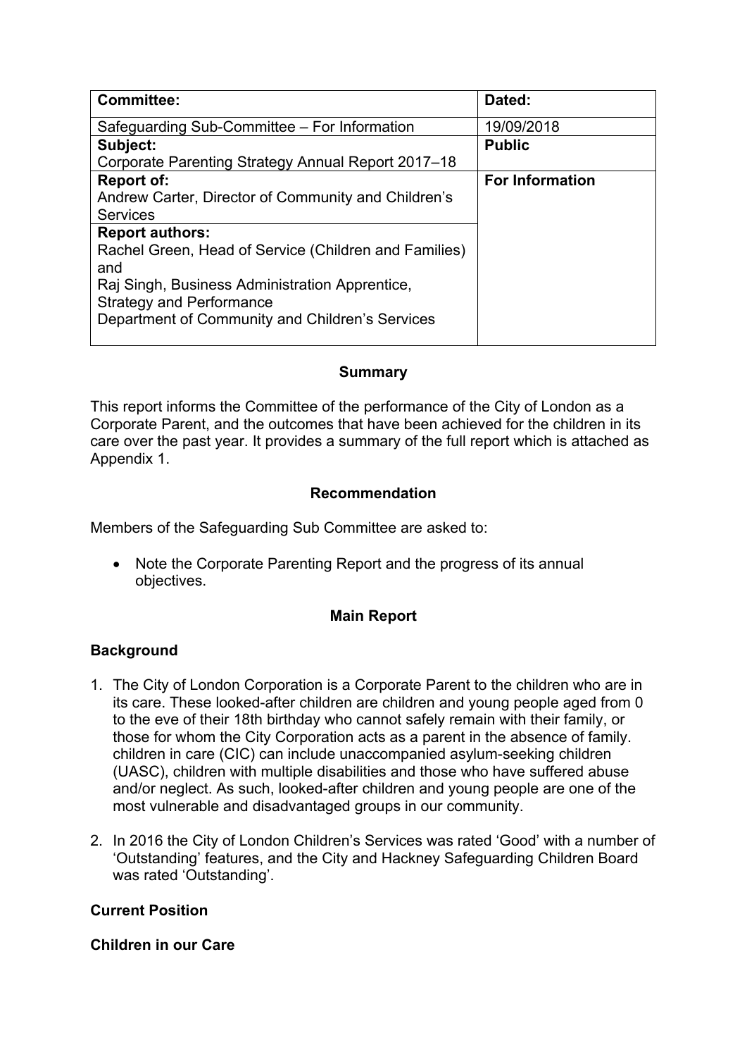| Committee: | Dated: |
|---|---|
| Safeguarding Sub-Committee – For Information | 19/09/2018 |
| **Subject:**<br>Corporate Parenting Strategy Annual Report 2017–18 | **Public** |
| **Report of:**<br>Andrew Carter, Director of Community and Children's Services | **For Information** |
| **Report authors:**<br>Rachel Green, Head of Service (Children and Families) and<br>Raj Singh, Business Administration Apprentice, Strategy and Performance<br>Department of Community and Children's Services | |

## Summary

This report informs the Committee of the performance of the City of London as a Corporate Parent, and the outcomes that have been achieved for the children in its care over the past year. It provides a summary of the full report which is attached as Appendix 1.

## Recommendation

Members of the Safeguarding Sub Committee are asked to:

- Note the Corporate Parenting Report and the progress of its annual objectives.

## Main Report

### Background

1. The City of London Corporation is a Corporate Parent to the children who are in its care. These looked-after children are children and young people aged from 0 to the eve of their 18th birthday who cannot safely remain with their family, or those for whom the City Corporation acts as a parent in the absence of family. children in care (CIC) can include unaccompanied asylum-seeking children (UASC), children with multiple disabilities and those who have suffered abuse and/or neglect. As such, looked-after children and young people are one of the most vulnerable and disadvantaged groups in our community.

2. In 2016 the City of London Children's Services was rated 'Good' with a number of 'Outstanding' features, and the City and Hackney Safeguarding Children Board was rated 'Outstanding'.

### Current Position

### Children in our Care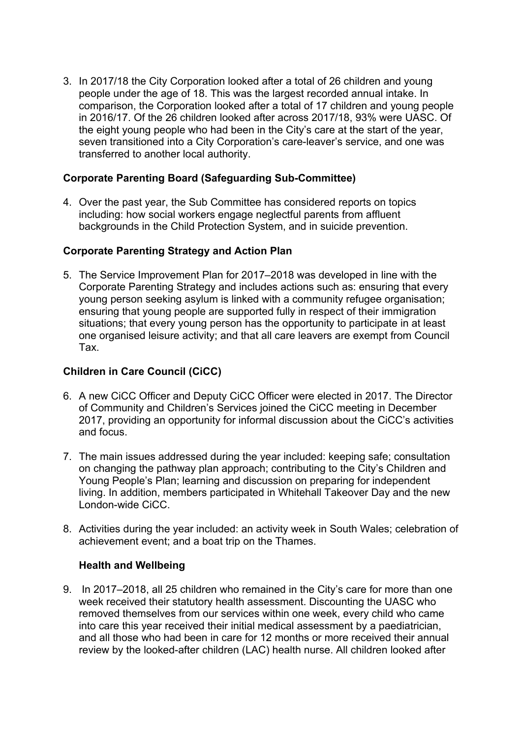3. In 2017/18 the City Corporation looked after a total of 26 children and young people under the age of 18. This was the largest recorded annual intake. In comparison, the Corporation looked after a total of 17 children and young people in 2016/17. Of the 26 children looked after across 2017/18, 93% were UASC. Of the eight young people who had been in the City's care at the start of the year, seven transitioned into a City Corporation's care-leaver's service, and one was transferred to another local authority.

**Corporate Parenting Board (Safeguarding Sub-Committee)**

4. Over the past year, the Sub Committee has considered reports on topics including: how social workers engage neglectful parents from affluent backgrounds in the Child Protection System, and in suicide prevention.

**Corporate Parenting Strategy and Action Plan**

5. The Service Improvement Plan for 2017–2018 was developed in line with the Corporate Parenting Strategy and includes actions such as: ensuring that every young person seeking asylum is linked with a community refugee organisation; ensuring that young people are supported fully in respect of their immigration situations; that every young person has the opportunity to participate in at least one organised leisure activity; and that all care leavers are exempt from Council Tax.

**Children in Care Council (CiCC)**

6. A new CiCC Officer and Deputy CiCC Officer were elected in 2017. The Director of Community and Children's Services joined the CiCC meeting in December 2017, providing an opportunity for informal discussion about the CiCC's activities and focus.

7. The main issues addressed during the year included: keeping safe; consultation on changing the pathway plan approach; contributing to the City's Children and Young People's Plan; learning and discussion on preparing for independent living. In addition, members participated in Whitehall Takeover Day and the new London-wide CiCC.

8. Activities during the year included: an activity week in South Wales; celebration of achievement event; and a boat trip on the Thames.

**Health and Wellbeing**

9. In 2017–2018, all 25 children who remained in the City's care for more than one week received their statutory health assessment. Discounting the UASC who removed themselves from our services within one week, every child who came into care this year received their initial medical assessment by a paediatrician, and all those who had been in care for 12 months or more received their annual review by the looked-after children (LAC) health nurse. All children looked after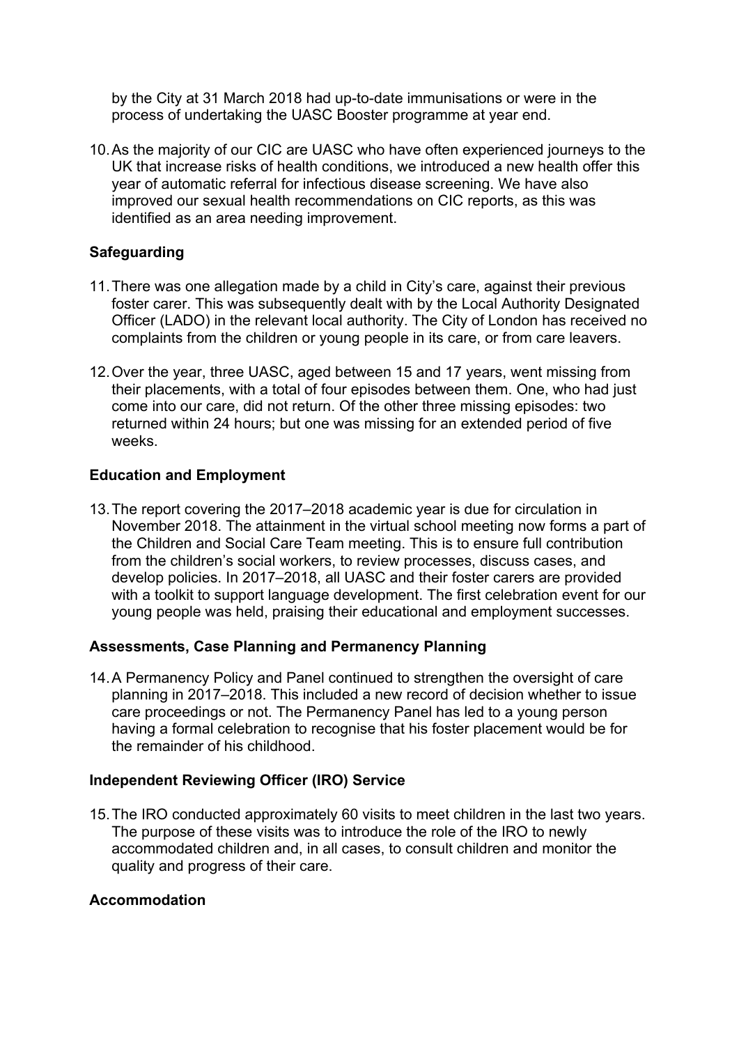by the City at 31 March 2018 had up-to-date immunisations or were in the process of undertaking the UASC Booster programme at year end.

10. As the majority of our CIC are UASC who have often experienced journeys to the UK that increase risks of health conditions, we introduced a new health offer this year of automatic referral for infectious disease screening. We have also improved our sexual health recommendations on CIC reports, as this was identified as an area needing improvement.

**Safeguarding**

11. There was one allegation made by a child in City's care, against their previous foster carer. This was subsequently dealt with by the Local Authority Designated Officer (LADO) in the relevant local authority. The City of London has received no complaints from the children or young people in its care, or from care leavers.

12. Over the year, three UASC, aged between 15 and 17 years, went missing from their placements, with a total of four episodes between them. One, who had just come into our care, did not return. Of the other three missing episodes: two returned within 24 hours; but one was missing for an extended period of five weeks.

**Education and Employment**

13. The report covering the 2017–2018 academic year is due for circulation in November 2018. The attainment in the virtual school meeting now forms a part of the Children and Social Care Team meeting. This is to ensure full contribution from the children's social workers, to review processes, discuss cases, and develop policies. In 2017–2018, all UASC and their foster carers are provided with a toolkit to support language development. The first celebration event for our young people was held, praising their educational and employment successes.

**Assessments, Case Planning and Permanency Planning**

14. A Permanency Policy and Panel continued to strengthen the oversight of care planning in 2017–2018. This included a new record of decision whether to issue care proceedings or not. The Permanency Panel has led to a young person having a formal celebration to recognise that his foster placement would be for the remainder of his childhood.

**Independent Reviewing Officer (IRO) Service**

15. The IRO conducted approximately 60 visits to meet children in the last two years. The purpose of these visits was to introduce the role of the IRO to newly accommodated children and, in all cases, to consult children and monitor the quality and progress of their care.

**Accommodation**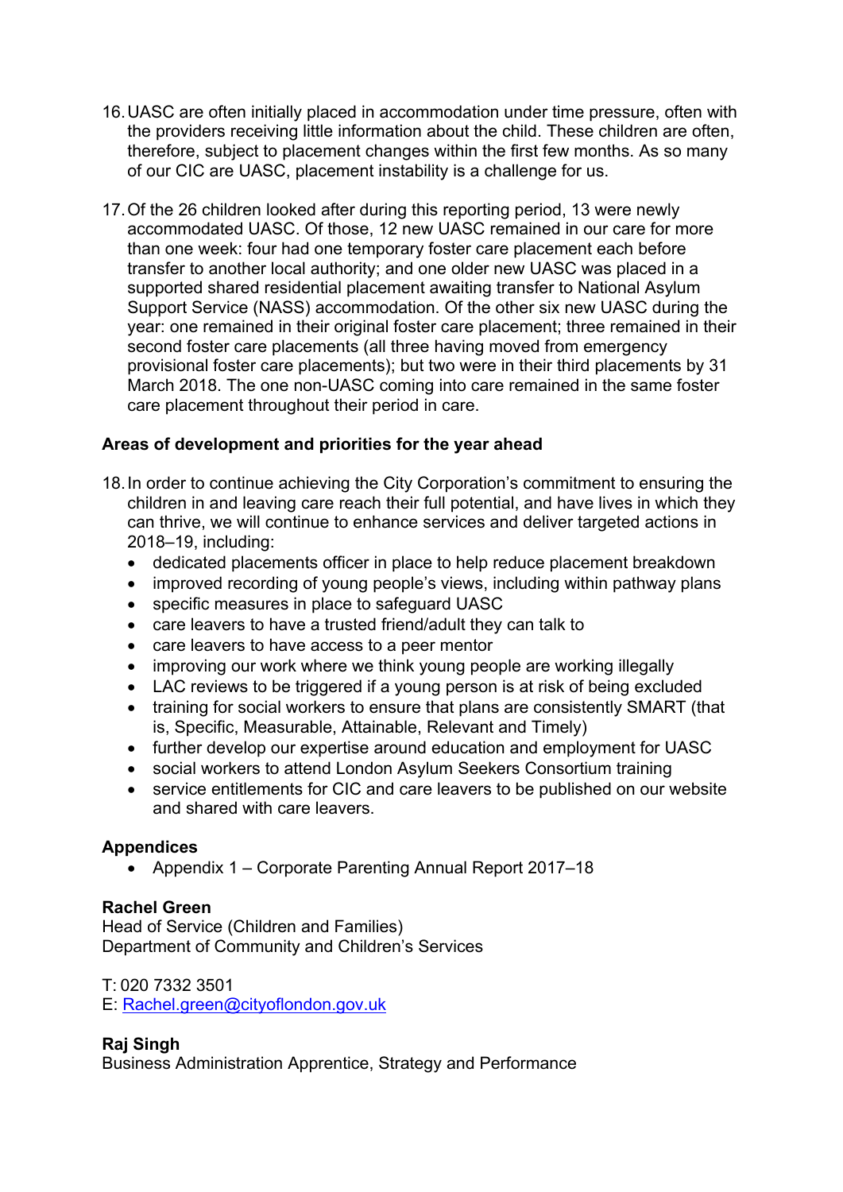16. UASC are often initially placed in accommodation under time pressure, often with the providers receiving little information about the child. These children are often, therefore, subject to placement changes within the first few months. As so many of our CIC are UASC, placement instability is a challenge for us.

17. Of the 26 children looked after during this reporting period, 13 were newly accommodated UASC. Of those, 12 new UASC remained in our care for more than one week: four had one temporary foster care placement each before transfer to another local authority; and one older new UASC was placed in a supported shared residential placement awaiting transfer to National Asylum Support Service (NASS) accommodation. Of the other six new UASC during the year: one remained in their original foster care placement; three remained in their second foster care placements (all three having moved from emergency provisional foster care placements); but two were in their third placements by 31 March 2018. The one non-UASC coming into care remained in the same foster care placement throughout their period in care.

**Areas of development and priorities for the year ahead**

18. In order to continue achieving the City Corporation's commitment to ensuring the children in and leaving care reach their full potential, and have lives in which they can thrive, we will continue to enhance services and deliver targeted actions in 2018–19, including:
    - dedicated placements officer in place to help reduce placement breakdown
    - improved recording of young people's views, including within pathway plans
    - specific measures in place to safeguard UASC
    - care leavers to have a trusted friend/adult they can talk to
    - care leavers to have access to a peer mentor
    - improving our work where we think young people are working illegally
    - LAC reviews to be triggered if a young person is at risk of being excluded
    - training for social workers to ensure that plans are consistently SMART (that is, Specific, Measurable, Attainable, Relevant and Timely)
    - further develop our expertise around education and employment for UASC
    - social workers to attend London Asylum Seekers Consortium training
    - service entitlements for CIC and care leavers to be published on our website and shared with care leavers.

**Appendices**

- Appendix 1 – Corporate Parenting Annual Report 2017–18

**Rachel Green**
Head of Service (Children and Families)
Department of Community and Children's Services

T: 020 7332 3501
E: Rachel.green@cityoflondon.gov.uk

**Raj Singh**
Business Administration Apprentice, Strategy and Performance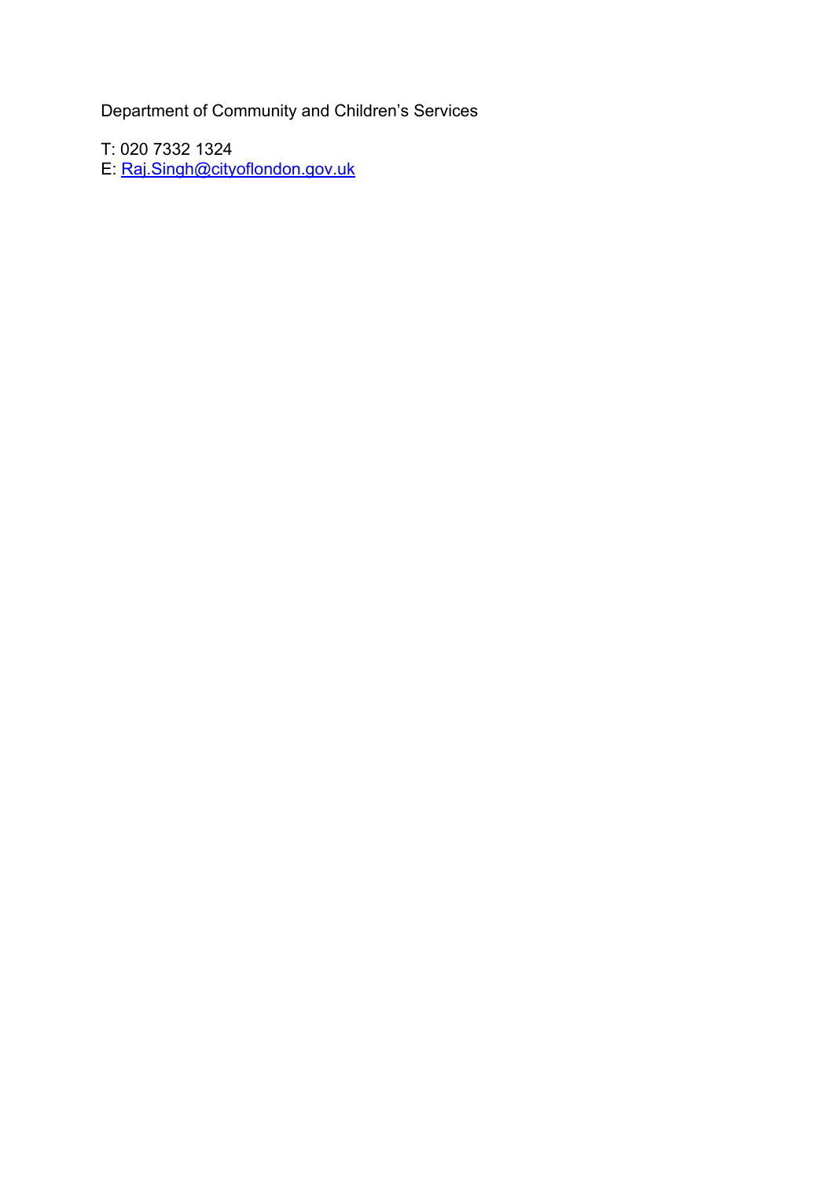Department of Community and Children's Services

T: 020 7332 1324
E: Raj.Singh@cityoflondon.gov.uk